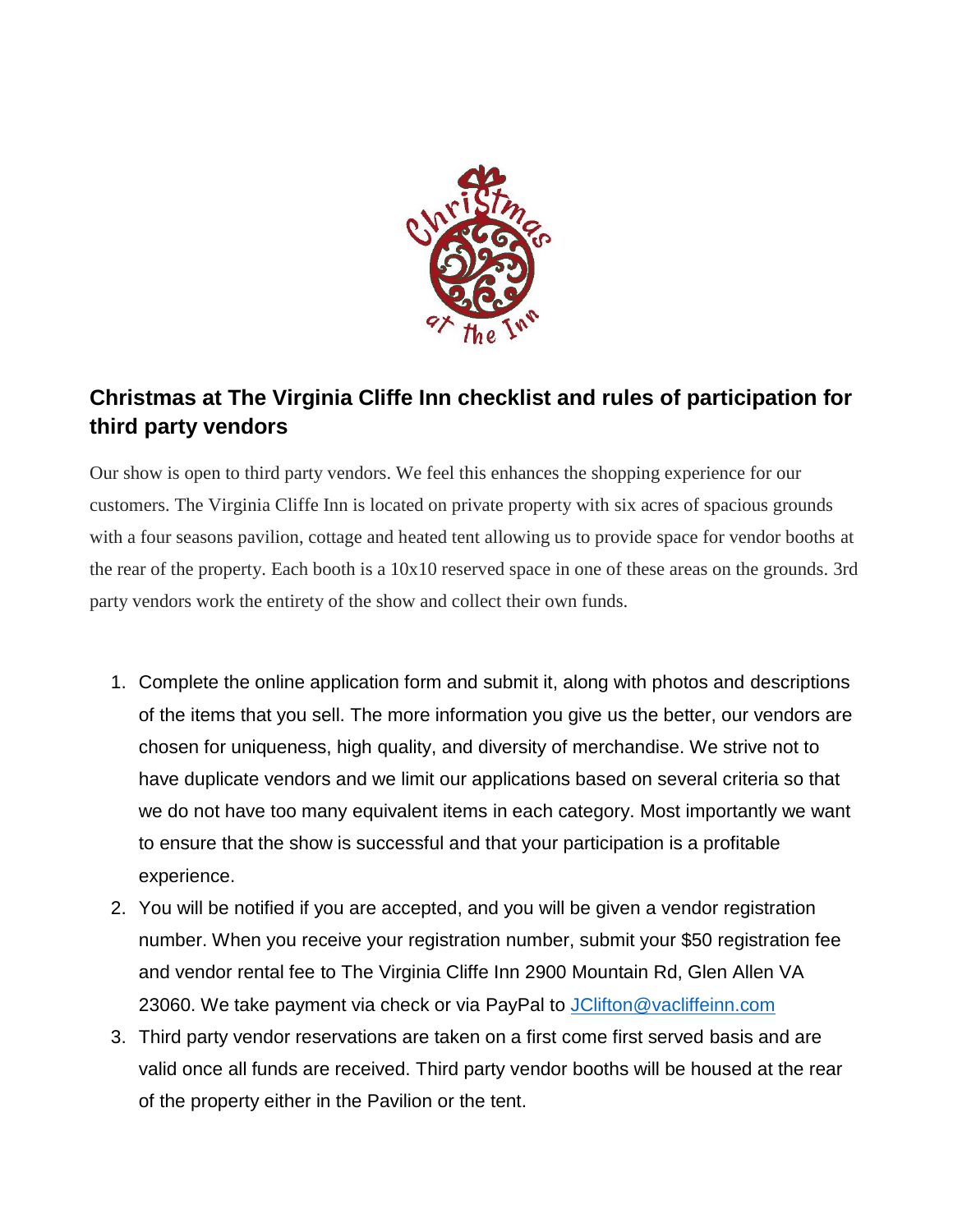## Christmas at The Virginia Cliffe Inn checklist and rules of participation for third party vendors

Our show is open to third party vendors. We feel this enhances the shopping experience for our customers. The Virginia Cliffe Inn is located on private property with six acres of spacious grounds with a four seasons pavilion, cottage and heated tent allowing us to provide space for vendor booths at the rear of the property. Each booth is a 10x10 reserved space in one of these areas on the grounds. 3rd party vendors work the entirety of the show and collect their own funds.

1. Complete the online application form and submit it, along with photos and descriptions of the items that you sell. The more information you give us the better, our vendors are chosen for uniqueness, high quality, and diversity of merchandise. We strive not to have duplicate vendors and we limit our applications based on several criteria so that we do not have too many equivalent items in each category. Most importantly we want to ensure that the show is successful and that your participation is a profitable experience.
2. You will be notified if you are accepted, and you will be given a vendor registration number. When you receive your registration number, submit your $50 registration fee and vendor rental fee to The Virginia Cliffe Inn 2900 Mountain Rd, Glen Allen VA 23060. We take payment via check or via PayPal to JClifton@vacliffeinn.com
3. Third party vendor reservations are taken on a first come first served basis and are valid once all funds are received. Third party vendor booths will be housed at the rear of the property either in the Pavilion or the tent.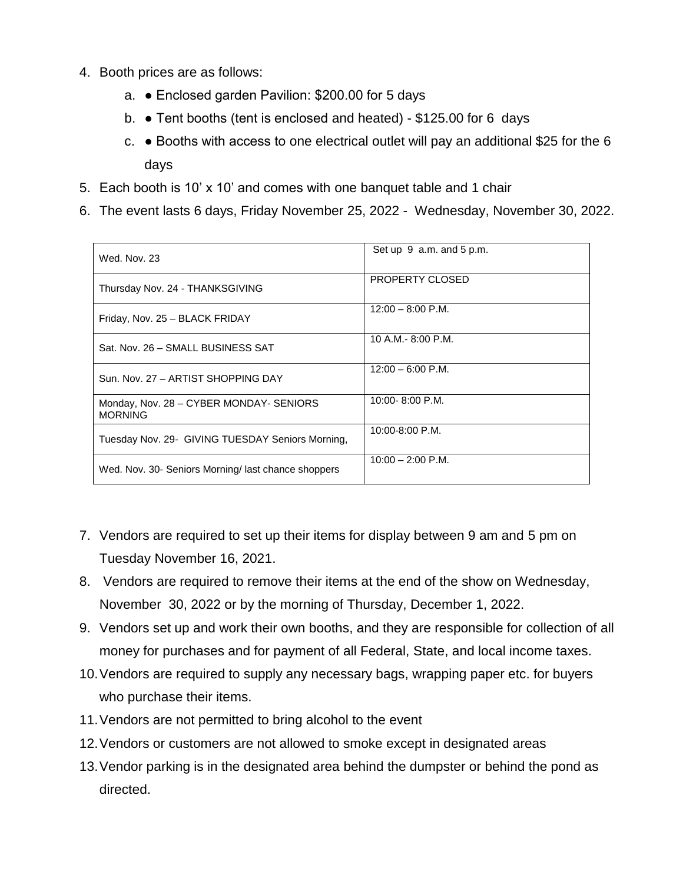4. Booth prices are as follows:
    a. ● Enclosed garden Pavilion: $200.00 for 5 days
    b. ● Tent booths (tent is enclosed and heated) - $125.00 for 6 days
    c. ● Booths with access to one electrical outlet will pay an additional $25 for the 6 days
5. Each booth is 10' x 10' and comes with one banquet table and 1 chair
6. The event lasts 6 days, Friday November 25, 2022 - Wednesday, November 30, 2022.

| Wed. Nov. 23 | Set up 9 a.m. and 5 p.m. |
|---|---|
| Thursday Nov. 24 - THANKSGIVING | PROPERTY CLOSED |
| Friday, Nov. 25 – BLACK FRIDAY | 12:00 – 8:00 P.M. |
| Sat. Nov. 26 – SMALL BUSINESS SAT | 10 A.M.- 8:00 P.M. |
| Sun. Nov. 27 – ARTIST SHOPPING DAY | 12:00 – 6:00 P.M. |
| Monday, Nov. 28 – CYBER MONDAY- SENIORS MORNING | 10:00- 8:00 P.M. |
| Tuesday Nov. 29- GIVING TUESDAY Seniors Morning, | 10:00-8:00 P.M. |
| Wed. Nov. 30- Seniors Morning/ last chance shoppers | 10:00 – 2:00 P.M. |

7. Vendors are required to set up their items for display between 9 am and 5 pm on Tuesday November 16, 2021.
8. Vendors are required to remove their items at the end of the show on Wednesday, November 30, 2022 or by the morning of Thursday, December 1, 2022.
9. Vendors set up and work their own booths, and they are responsible for collection of all money for purchases and for payment of all Federal, State, and local income taxes.
10. Vendors are required to supply any necessary bags, wrapping paper etc. for buyers who purchase their items.
11. Vendors are not permitted to bring alcohol to the event
12. Vendors or customers are not allowed to smoke except in designated areas
13. Vendor parking is in the designated area behind the dumpster or behind the pond as directed.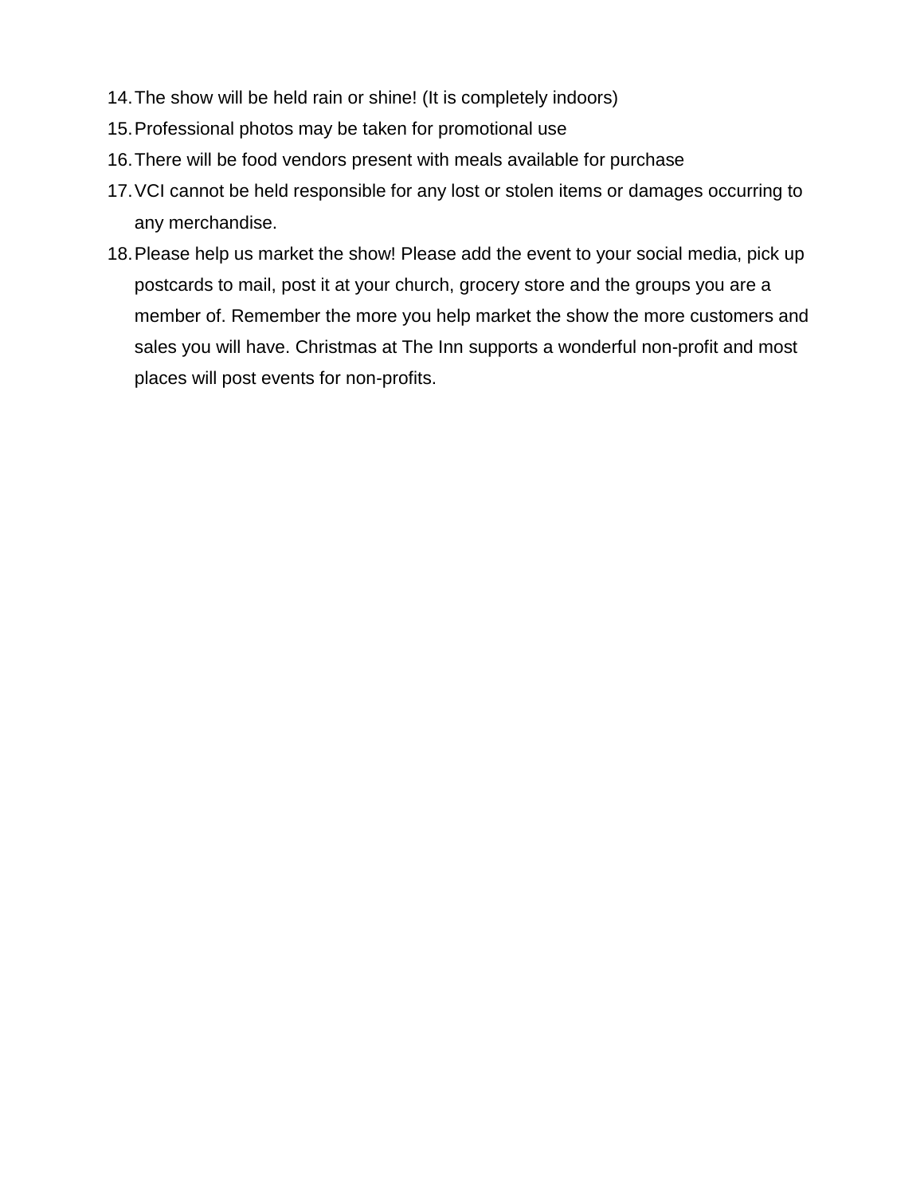14. The show will be held rain or shine! (It is completely indoors)
15. Professional photos may be taken for promotional use
16. There will be food vendors present with meals available for purchase
17. VCI cannot be held responsible for any lost or stolen items or damages occurring to any merchandise.
18. Please help us market the show! Please add the event to your social media, pick up postcards to mail, post it at your church, grocery store and the groups you are a member of. Remember the more you help market the show the more customers and sales you will have. Christmas at The Inn supports a wonderful non-profit and most places will post events for non-profits.